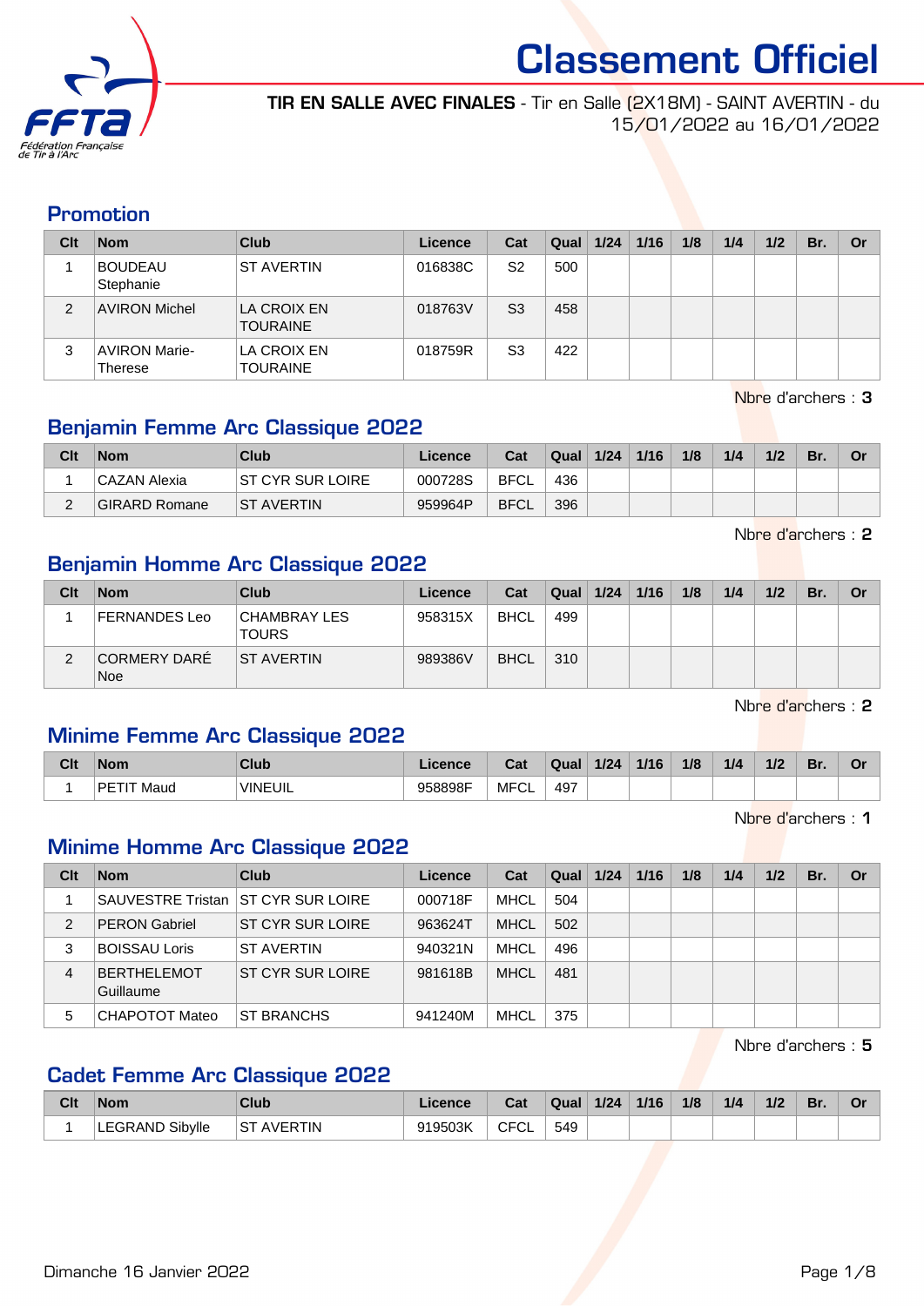# Classement Officiel

**TIR EN SALLE AVEC FINALES** - Tir en Salle (2X18M) - SAINT AVERTIN - du 15/01/2022 au 16/01/2022

## Promotion

| Clt | Nom | Club | Licence | Cat | Qual | 1/24 | 1/16 | 1/8 | 1/4 | 1/2 | Br. | Or |
|---|---|---|---|---|---|---|---|---|---|---|---|---|
| 1 | BOUDEAU Stephanie | ST AVERTIN | 016838C | S2 | 500 | | | | | | | |
| 2 | AVIRON Michel | LA CROIX EN TOURAINE | 018763V | S3 | 458 | | | | | | | |
| 3 | AVIRON Marie-Therese | LA CROIX EN TOURAINE | 018759R | S3 | 422 | | | | | | | |

Nbre d'archers : **3**

## Benjamin Femme Arc Classique 2022

| Clt | Nom | Club | Licence | Cat | Qual | 1/24 | 1/16 | 1/8 | 1/4 | 1/2 | Br. | Or |
|---|---|---|---|---|---|---|---|---|---|---|---|---|
| 1 | CAZAN Alexia | ST CYR SUR LOIRE | 000728S | BFCL | 436 | | | | | | | |
| 2 | GIRARD Romane | ST AVERTIN | 959964P | BFCL | 396 | | | | | | | |

Nbre d'archers : **2**

## Benjamin Homme Arc Classique 2022

| Clt | Nom | Club | Licence | Cat | Qual | 1/24 | 1/16 | 1/8 | 1/4 | 1/2 | Br. | Or |
|---|---|---|---|---|---|---|---|---|---|---|---|---|
| 1 | FERNANDES Leo | CHAMBRAY LES TOURS | 958315X | BHCL | 499 | | | | | | | |
| 2 | CORMERY DARÉ Noe | ST AVERTIN | 989386V | BHCL | 310 | | | | | | | |

Nbre d'archers : **2**

## Minime Femme Arc Classique 2022

| Clt | Nom | Club | Licence | Cat | Qual | 1/24 | 1/16 | 1/8 | 1/4 | 1/2 | Br. | Or |
|---|---|---|---|---|---|---|---|---|---|---|---|---|
| 1 | PETIT Maud | VINEUIL | 958898F | MFCL | 497 | | | | | | | |

Nbre d'archers : **1**

## Minime Homme Arc Classique 2022

| Clt | Nom | Club | Licence | Cat | Qual | 1/24 | 1/16 | 1/8 | 1/4 | 1/2 | Br. | Or |
|---|---|---|---|---|---|---|---|---|---|---|---|---|
| 1 | SAUVESTRE Tristan | ST CYR SUR LOIRE | 000718F | MHCL | 504 | | | | | | | |
| 2 | PERON Gabriel | ST CYR SUR LOIRE | 963624T | MHCL | 502 | | | | | | | |
| 3 | BOISSAU Loris | ST AVERTIN | 940321N | MHCL | 496 | | | | | | | |
| 4 | BERTHELEMOT Guillaume | ST CYR SUR LOIRE | 981618B | MHCL | 481 | | | | | | | |
| 5 | CHAPOTOT Mateo | ST BRANCHS | 941240M | MHCL | 375 | | | | | | | |

Nbre d'archers : **5**

## Cadet Femme Arc Classique 2022

| Clt | Nom | Club | Licence | Cat | Qual | 1/24 | 1/16 | 1/8 | 1/4 | 1/2 | Br. | Or |
|---|---|---|---|---|---|---|---|---|---|---|---|---|
| 1 | LEGRAND Sibylle | ST AVERTIN | 919503K | CFCL | 549 | | | | | | | |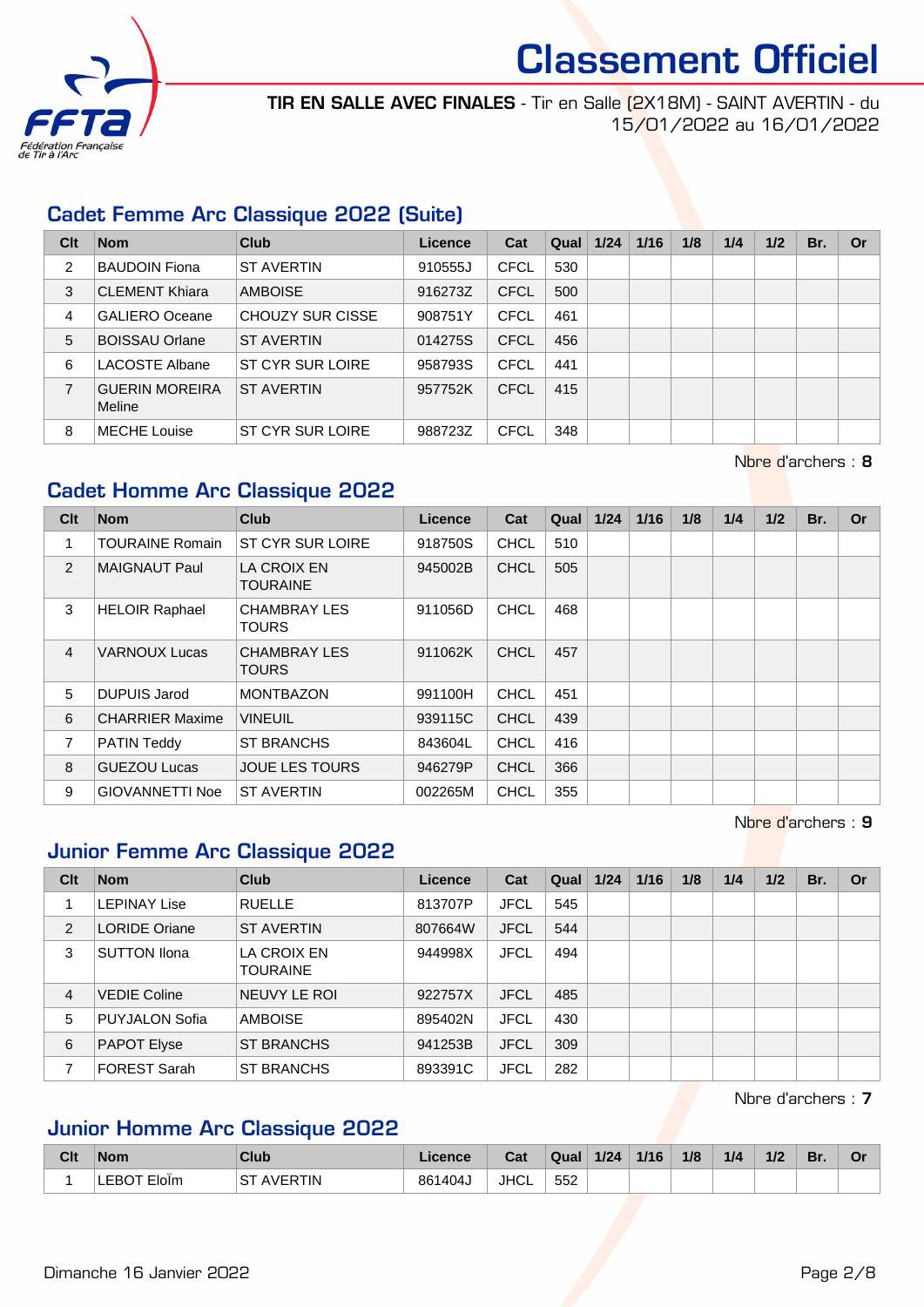# Classement Officiel

**TIR EN SALLE AVEC FINALES** - Tir en Salle (2X18M) - SAINT AVERTIN - du 15/01/2022 au 16/01/2022

## Cadet Femme Arc Classique 2022 (Suite)

| Clt | Nom | Club | Licence | Cat | Qual | 1/24 | 1/16 | 1/8 | 1/4 | 1/2 | Br. | Or |
|---|---|---|---|---|---|---|---|---|---|---|---|---|
| 2 | BAUDOIN Fiona | ST AVERTIN | 910555J | CFCL | 530 | | | | | | | |
| 3 | CLEMENT Khiara | AMBOISE | 916273Z | CFCL | 500 | | | | | | | |
| 4 | GALIERO Oceane | CHOUZY SUR CISSE | 908751Y | CFCL | 461 | | | | | | | |
| 5 | BOISSAU Orlane | ST AVERTIN | 014275S | CFCL | 456 | | | | | | | |
| 6 | LACOSTE Albane | ST CYR SUR LOIRE | 958793S | CFCL | 441 | | | | | | | |
| 7 | GUERIN MOREIRA Meline | ST AVERTIN | 957752K | CFCL | 415 | | | | | | | |
| 8 | MECHE Louise | ST CYR SUR LOIRE | 988723Z | CFCL | 348 | | | | | | | |

Nbre d'archers : **8**

## Cadet Homme Arc Classique 2022

| Clt | Nom | Club | Licence | Cat | Qual | 1/24 | 1/16 | 1/8 | 1/4 | 1/2 | Br. | Or |
|---|---|---|---|---|---|---|---|---|---|---|---|---|
| 1 | TOURAINE Romain | ST CYR SUR LOIRE | 918750S | CHCL | 510 | | | | | | | |
| 2 | MAIGNAUT Paul | LA CROIX EN TOURAINE | 945002B | CHCL | 505 | | | | | | | |
| 3 | HELOIR Raphael | CHAMBRAY LES TOURS | 911056D | CHCL | 468 | | | | | | | |
| 4 | VARNOUX Lucas | CHAMBRAY LES TOURS | 911062K | CHCL | 457 | | | | | | | |
| 5 | DUPUIS Jarod | MONTBAZON | 991100H | CHCL | 451 | | | | | | | |
| 6 | CHARRIER Maxime | VINEUIL | 939115C | CHCL | 439 | | | | | | | |
| 7 | PATIN Teddy | ST BRANCHS | 843604L | CHCL | 416 | | | | | | | |
| 8 | GUEZOU Lucas | JOUE LES TOURS | 946279P | CHCL | 366 | | | | | | | |
| 9 | GIOVANNETTI Noe | ST AVERTIN | 002265M | CHCL | 355 | | | | | | | |

Nbre d'archers : **9**

## Junior Femme Arc Classique 2022

| Clt | Nom | Club | Licence | Cat | Qual | 1/24 | 1/16 | 1/8 | 1/4 | 1/2 | Br. | Or |
|---|---|---|---|---|---|---|---|---|---|---|---|---|
| 1 | LEPINAY Lise | RUELLE | 813707P | JFCL | 545 | | | | | | | |
| 2 | LORIDE Oriane | ST AVERTIN | 807664W | JFCL | 544 | | | | | | | |
| 3 | SUTTON Ilona | LA CROIX EN TOURAINE | 944998X | JFCL | 494 | | | | | | | |
| 4 | VEDIE Coline | NEUVY LE ROI | 922757X | JFCL | 485 | | | | | | | |
| 5 | PUYJALON Sofia | AMBOISE | 895402N | JFCL | 430 | | | | | | | |
| 6 | PAPOT Elyse | ST BRANCHS | 941253B | JFCL | 309 | | | | | | | |
| 7 | FOREST Sarah | ST BRANCHS | 893391C | JFCL | 282 | | | | | | | |

Nbre d'archers : **7**

## Junior Homme Arc Classique 2022

| Clt | Nom | Club | Licence | Cat | Qual | 1/24 | 1/16 | 1/8 | 1/4 | 1/2 | Br. | Or |
|---|---|---|---|---|---|---|---|---|---|---|---|---|
| 1 | LEBOT Eloïm | ST AVERTIN | 861404J | JHCL | 552 | | | | | | | |

Dimanche 16 Janvier 2022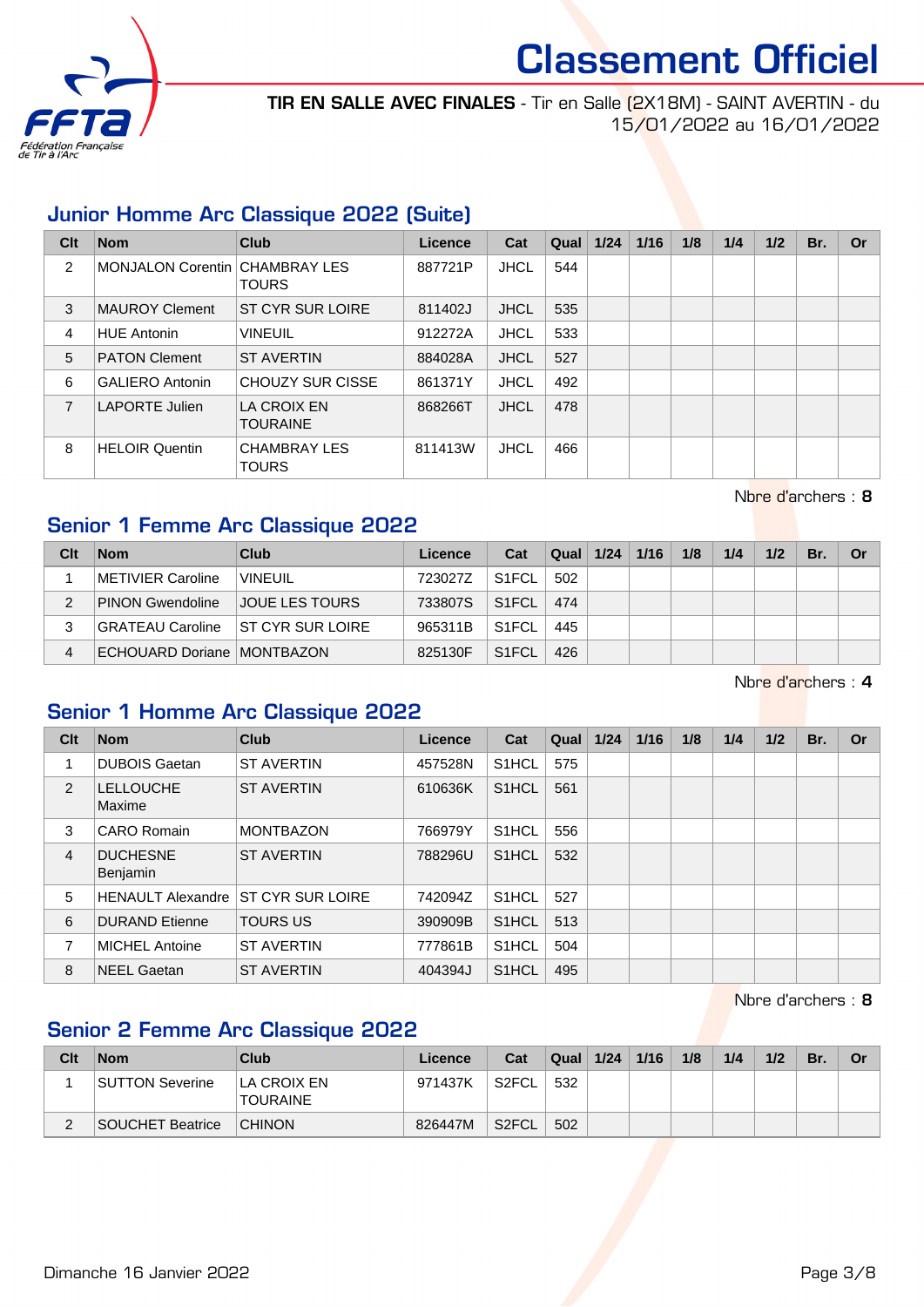# Classement Officiel

**TIR EN SALLE AVEC FINALES** - Tir en Salle (2X18M) - SAINT AVERTIN - du 15/01/2022 au 16/01/2022

## Junior Homme Arc Classique 2022 (Suite)

| Clt | Nom | Club | Licence | Cat | Qual | 1/24 | 1/16 | 1/8 | 1/4 | 1/2 | Br. | Or |
|---|---|---|---|---|---|---|---|---|---|---|---|---|
| 2 | MONJALON Corentin | CHAMBRAY LES TOURS | 887721P | JHCL | 544 | | | | | | | |
| 3 | MAUROY Clement | ST CYR SUR LOIRE | 811402J | JHCL | 535 | | | | | | | |
| 4 | HUE Antonin | VINEUIL | 912272A | JHCL | 533 | | | | | | | |
| 5 | PATON Clement | ST AVERTIN | 884028A | JHCL | 527 | | | | | | | |
| 6 | GALIERO Antonin | CHOUZY SUR CISSE | 861371Y | JHCL | 492 | | | | | | | |
| 7 | LAPORTE Julien | LA CROIX EN TOURAINE | 868266T | JHCL | 478 | | | | | | | |
| 8 | HELOIR Quentin | CHAMBRAY LES TOURS | 811413W | JHCL | 466 | | | | | | | |

Nbre d'archers : **8**

## Senior 1 Femme Arc Classique 2022

| Clt | Nom | Club | Licence | Cat | Qual | 1/24 | 1/16 | 1/8 | 1/4 | 1/2 | Br. | Or |
|---|---|---|---|---|---|---|---|---|---|---|---|---|
| 1 | METIVIER Caroline | VINEUIL | 723027Z | S1FCL | 502 | | | | | | | |
| 2 | PINON Gwendoline | JOUE LES TOURS | 733807S | S1FCL | 474 | | | | | | | |
| 3 | GRATEAU Caroline | ST CYR SUR LOIRE | 965311B | S1FCL | 445 | | | | | | | |
| 4 | ECHOUARD Doriane | MONTBAZON | 825130F | S1FCL | 426 | | | | | | | |

Nbre d'archers : **4**

## Senior 1 Homme Arc Classique 2022

| Clt | Nom | Club | Licence | Cat | Qual | 1/24 | 1/16 | 1/8 | 1/4 | 1/2 | Br. | Or |
|---|---|---|---|---|---|---|---|---|---|---|---|---|
| 1 | DUBOIS Gaetan | ST AVERTIN | 457528N | S1HCL | 575 | | | | | | | |
| 2 | LELLOUCHE Maxime | ST AVERTIN | 610636K | S1HCL | 561 | | | | | | | |
| 3 | CARO Romain | MONTBAZON | 766979Y | S1HCL | 556 | | | | | | | |
| 4 | DUCHESNE Benjamin | ST AVERTIN | 788296U | S1HCL | 532 | | | | | | | |
| 5 | HENAULT Alexandre | ST CYR SUR LOIRE | 742094Z | S1HCL | 527 | | | | | | | |
| 6 | DURAND Etienne | TOURS US | 390909B | S1HCL | 513 | | | | | | | |
| 7 | MICHEL Antoine | ST AVERTIN | 777861B | S1HCL | 504 | | | | | | | |
| 8 | NEEL Gaetan | ST AVERTIN | 404394J | S1HCL | 495 | | | | | | | |

Nbre d'archers : **8**

## Senior 2 Femme Arc Classique 2022

| Clt | Nom | Club | Licence | Cat | Qual | 1/24 | 1/16 | 1/8 | 1/4 | 1/2 | Br. | Or |
|---|---|---|---|---|---|---|---|---|---|---|---|---|
| 1 | SUTTON Severine | LA CROIX EN TOURAINE | 971437K | S2FCL | 532 | | | | | | | |
| 2 | SOUCHET Beatrice | CHINON | 826447M | S2FCL | 502 | | | | | | | |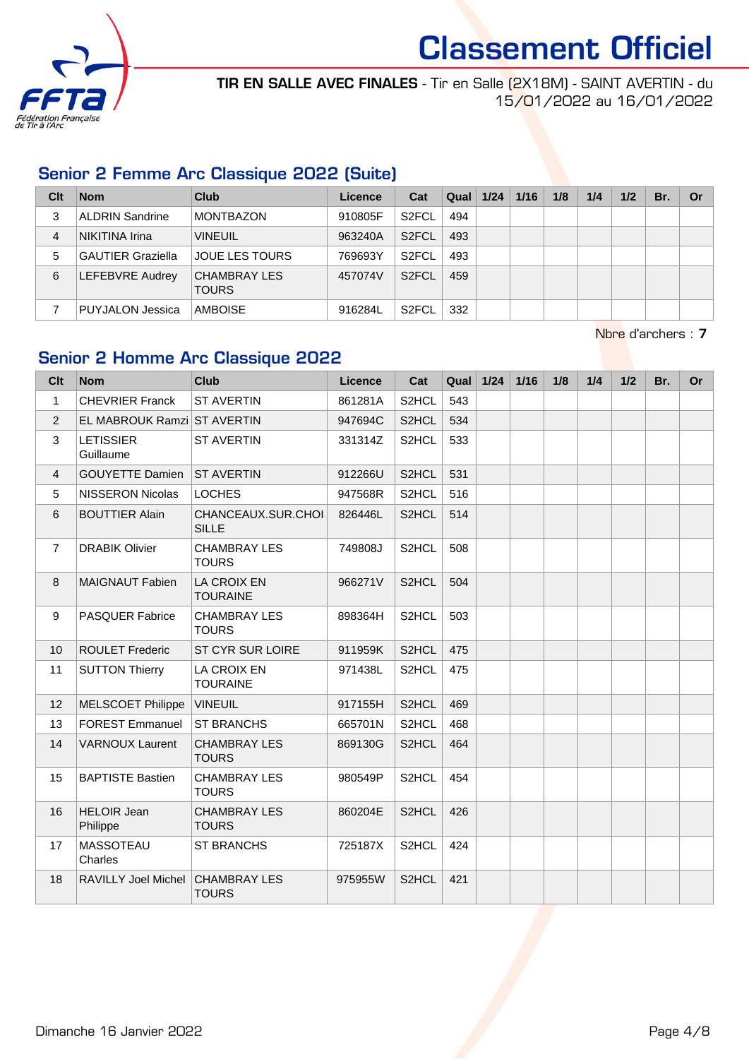# Classement Officiel

**TIR EN SALLE AVEC FINALES** - Tir en Salle (2X18M) - SAINT AVERTIN - du 15/01/2022 au 16/01/2022

## Senior 2 Femme Arc Classique 2022 (Suite)

| Clt | Nom | Club | Licence | Cat | Qual | 1/24 | 1/16 | 1/8 | 1/4 | 1/2 | Br. | Or |
|---|---|---|---|---|---|---|---|---|---|---|---|---|
| 3 | ALDRIN Sandrine | MONTBAZON | 910805F | S2FCL | 494 | | | | | | | |
| 4 | NIKITINA Irina | VINEUIL | 963240A | S2FCL | 493 | | | | | | | |
| 5 | GAUTIER Graziella | JOUE LES TOURS | 769693Y | S2FCL | 493 | | | | | | | |
| 6 | LEFEBVRE Audrey | CHAMBRAY LES TOURS | 457074V | S2FCL | 459 | | | | | | | |
| 7 | PUYJALON Jessica | AMBOISE | 916284L | S2FCL | 332 | | | | | | | |

Nbre d'archers : **7**

## Senior 2 Homme Arc Classique 2022

| Clt | Nom | Club | Licence | Cat | Qual | 1/24 | 1/16 | 1/8 | 1/4 | 1/2 | Br. | Or |
|---|---|---|---|---|---|---|---|---|---|---|---|---|
| 1 | CHEVRIER Franck | ST AVERTIN | 861281A | S2HCL | 543 | | | | | | | |
| 2 | EL MABROUK Ramzi | ST AVERTIN | 947694C | S2HCL | 534 | | | | | | | |
| 3 | LETISSIER Guillaume | ST AVERTIN | 331314Z | S2HCL | 533 | | | | | | | |
| 4 | GOUYETTE Damien | ST AVERTIN | 912266U | S2HCL | 531 | | | | | | | |
| 5 | NISSERON Nicolas | LOCHES | 947568R | S2HCL | 516 | | | | | | | |
| 6 | BOUTTIER Alain | CHANCEAUX.SUR.CHOISILLE | 826446L | S2HCL | 514 | | | | | | | |
| 7 | DRABIK Olivier | CHAMBRAY LES TOURS | 749808J | S2HCL | 508 | | | | | | | |
| 8 | MAIGNAUT Fabien | LA CROIX EN TOURAINE | 966271V | S2HCL | 504 | | | | | | | |
| 9 | PASQUER Fabrice | CHAMBRAY LES TOURS | 898364H | S2HCL | 503 | | | | | | | |
| 10 | ROULET Frederic | ST CYR SUR LOIRE | 911959K | S2HCL | 475 | | | | | | | |
| 11 | SUTTON Thierry | LA CROIX EN TOURAINE | 971438L | S2HCL | 475 | | | | | | | |
| 12 | MELSCOET Philippe | VINEUIL | 917155H | S2HCL | 469 | | | | | | | |
| 13 | FOREST Emmanuel | ST BRANCHS | 665701N | S2HCL | 468 | | | | | | | |
| 14 | VARNOUX Laurent | CHAMBRAY LES TOURS | 869130G | S2HCL | 464 | | | | | | | |
| 15 | BAPTISTE Bastien | CHAMBRAY LES TOURS | 980549P | S2HCL | 454 | | | | | | | |
| 16 | HELOIR Jean Philippe | CHAMBRAY LES TOURS | 860204E | S2HCL | 426 | | | | | | | |
| 17 | MASSOTEAU Charles | ST BRANCHS | 725187X | S2HCL | 424 | | | | | | | |
| 18 | RAVILLY Joel Michel | CHAMBRAY LES TOURS | 975955W | S2HCL | 421 | | | | | | | |

Dimanche 16 Janvier 2022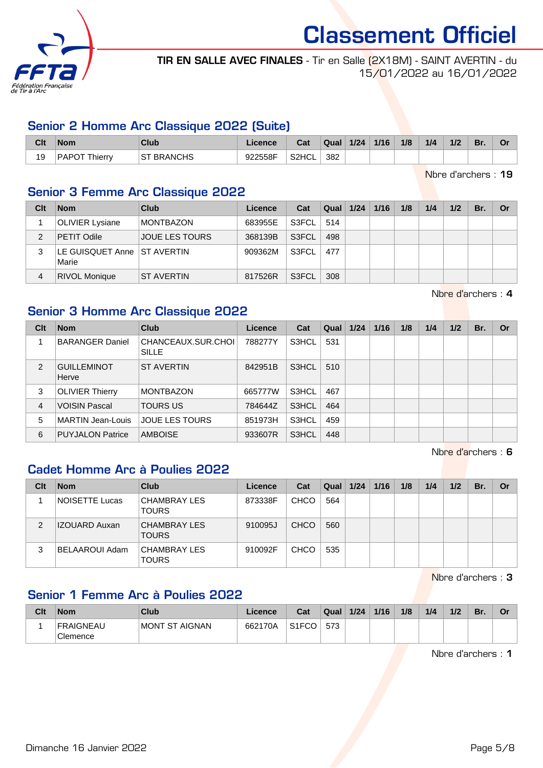# Classement Officiel

**TIR EN SALLE AVEC FINALES** - Tir en Salle (2X18M) - SAINT AVERTIN - du 15/01/2022 au 16/01/2022

## Senior 2 Homme Arc Classique 2022 (Suite)

| Clt | Nom | Club | Licence | Cat | Qual | 1/24 | 1/16 | 1/8 | 1/4 | 1/2 | Br. | Or |
|---|---|---|---|---|---|---|---|---|---|---|---|---|
| 19 | PAPOT Thierry | ST BRANCHS | 922558F | S2HCL | 382 | | | | | | | |

Nbre d'archers : **19**

## Senior 3 Femme Arc Classique 2022

| Clt | Nom | Club | Licence | Cat | Qual | 1/24 | 1/16 | 1/8 | 1/4 | 1/2 | Br. | Or |
|---|---|---|---|---|---|---|---|---|---|---|---|---|
| 1 | OLIVIER Lysiane | MONTBAZON | 683955E | S3FCL | 514 | | | | | | | |
| 2 | PETIT Odile | JOUE LES TOURS | 368139B | S3FCL | 498 | | | | | | | |
| 3 | LE GUISQUET Anne Marie | ST AVERTIN | 909362M | S3FCL | 477 | | | | | | | |
| 4 | RIVOL Monique | ST AVERTIN | 817526R | S3FCL | 308 | | | | | | | |

Nbre d'archers : **4**

## Senior 3 Homme Arc Classique 2022

| Clt | Nom | Club | Licence | Cat | Qual | 1/24 | 1/16 | 1/8 | 1/4 | 1/2 | Br. | Or |
|---|---|---|---|---|---|---|---|---|---|---|---|---|
| 1 | BARANGER Daniel | CHANCEAUX.SUR.CHOISILLE | 788277Y | S3HCL | 531 | | | | | | | |
| 2 | GUILLEMINOT Herve | ST AVERTIN | 842951B | S3HCL | 510 | | | | | | | |
| 3 | OLIVIER Thierry | MONTBAZON | 665777W | S3HCL | 467 | | | | | | | |
| 4 | VOISIN Pascal | TOURS US | 784644Z | S3HCL | 464 | | | | | | | |
| 5 | MARTIN Jean-Louis | JOUE LES TOURS | 851973H | S3HCL | 459 | | | | | | | |
| 6 | PUYJALON Patrice | AMBOISE | 933607R | S3HCL | 448 | | | | | | | |

Nbre d'archers : **6**

## Cadet Homme Arc à Poulies 2022

| Clt | Nom | Club | Licence | Cat | Qual | 1/24 | 1/16 | 1/8 | 1/4 | 1/2 | Br. | Or |
|---|---|---|---|---|---|---|---|---|---|---|---|---|
| 1 | NOISETTE Lucas | CHAMBRAY LES TOURS | 873338F | CHCO | 564 | | | | | | | |
| 2 | IZOUARD Auxan | CHAMBRAY LES TOURS | 910095J | CHCO | 560 | | | | | | | |
| 3 | BELAAROUI Adam | CHAMBRAY LES TOURS | 910092F | CHCO | 535 | | | | | | | |

Nbre d'archers : **3**

## Senior 1 Femme Arc à Poulies 2022

| Clt | Nom | Club | Licence | Cat | Qual | 1/24 | 1/16 | 1/8 | 1/4 | 1/2 | Br. | Or |
|---|---|---|---|---|---|---|---|---|---|---|---|---|
| 1 | FRAIGNEAU Clemence | MONT ST AIGNAN | 662170A | S1FCO | 573 | | | | | | | |

Nbre d'archers : **1**

Dimanche 16 Janvier 2022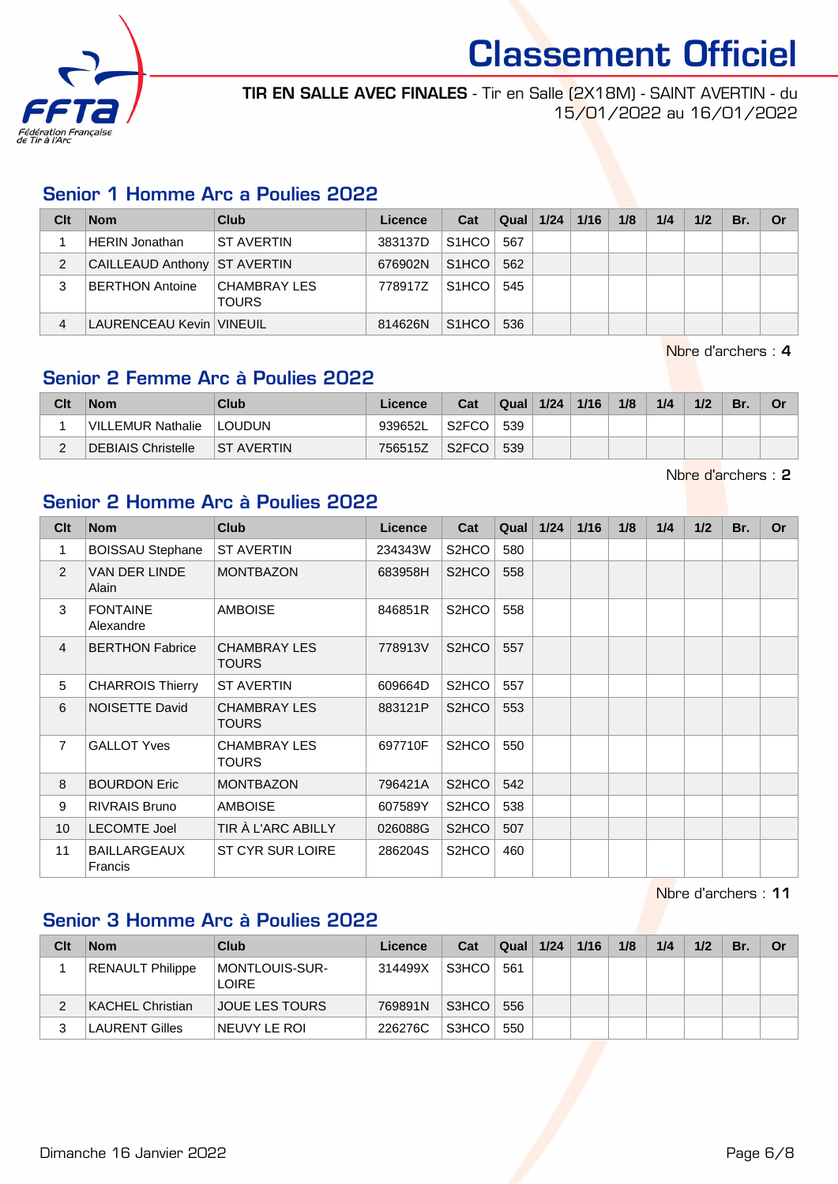# Classement Officiel

**TIR EN SALLE AVEC FINALES** - Tir en Salle (2X18M) - SAINT AVERTIN - du 15/01/2022 au 16/01/2022

## Senior 1 Homme Arc a Poulies 2022

| Clt | Nom | Club | Licence | Cat | Qual | 1/24 | 1/16 | 1/8 | 1/4 | 1/2 | Br. | Or |
|---|---|---|---|---|---|---|---|---|---|---|---|---|
| 1 | HERIN Jonathan | ST AVERTIN | 383137D | S1HCO | 567 | | | | | | | |
| 2 | CAILLEAUD Anthony | ST AVERTIN | 676902N | S1HCO | 562 | | | | | | | |
| 3 | BERTHON Antoine | CHAMBRAY LES TOURS | 778917Z | S1HCO | 545 | | | | | | | |
| 4 | LAURENCEAU Kevin | VINEUIL | 814626N | S1HCO | 536 | | | | | | | |

Nbre d'archers : **4**

## Senior 2 Femme Arc à Poulies 2022

| Clt | Nom | Club | Licence | Cat | Qual | 1/24 | 1/16 | 1/8 | 1/4 | 1/2 | Br. | Or |
|---|---|---|---|---|---|---|---|---|---|---|---|---|
| 1 | VILLEMUR Nathalie | LOUDUN | 939652L | S2FCO | 539 | | | | | | | |
| 2 | DEBIAIS Christelle | ST AVERTIN | 756515Z | S2FCO | 539 | | | | | | | |

Nbre d'archers : **2**

## Senior 2 Homme Arc à Poulies 2022

| Clt | Nom | Club | Licence | Cat | Qual | 1/24 | 1/16 | 1/8 | 1/4 | 1/2 | Br. | Or |
|---|---|---|---|---|---|---|---|---|---|---|---|---|
| 1 | BOISSAU Stephane | ST AVERTIN | 234343W | S2HCO | 580 | | | | | | | |
| 2 | VAN DER LINDE Alain | MONTBAZON | 683958H | S2HCO | 558 | | | | | | | |
| 3 | FONTAINE Alexandre | AMBOISE | 846851R | S2HCO | 558 | | | | | | | |
| 4 | BERTHON Fabrice | CHAMBRAY LES TOURS | 778913V | S2HCO | 557 | | | | | | | |
| 5 | CHARROIS Thierry | ST AVERTIN | 609664D | S2HCO | 557 | | | | | | | |
| 6 | NOISETTE David | CHAMBRAY LES TOURS | 883121P | S2HCO | 553 | | | | | | | |
| 7 | GALLOT Yves | CHAMBRAY LES TOURS | 697710F | S2HCO | 550 | | | | | | | |
| 8 | BOURDON Eric | MONTBAZON | 796421A | S2HCO | 542 | | | | | | | |
| 9 | RIVRAIS Bruno | AMBOISE | 607589Y | S2HCO | 538 | | | | | | | |
| 10 | LECOMTE Joel | TIR À L'ARC ABILLY | 026088G | S2HCO | 507 | | | | | | | |
| 11 | BAILLARGEAUX Francis | ST CYR SUR LOIRE | 286204S | S2HCO | 460 | | | | | | | |

Nbre d'archers : **11**

## Senior 3 Homme Arc à Poulies 2022

| Clt | Nom | Club | Licence | Cat | Qual | 1/24 | 1/16 | 1/8 | 1/4 | 1/2 | Br. | Or |
|---|---|---|---|---|---|---|---|---|---|---|---|---|
| 1 | RENAULT Philippe | MONTLOUIS-SUR-LOIRE | 314499X | S3HCO | 561 | | | | | | | |
| 2 | KACHEL Christian | JOUE LES TOURS | 769891N | S3HCO | 556 | | | | | | | |
| 3 | LAURENT Gilles | NEUVY LE ROI | 226276C | S3HCO | 550 | | | | | | | |

Dimanche 16 Janvier 2022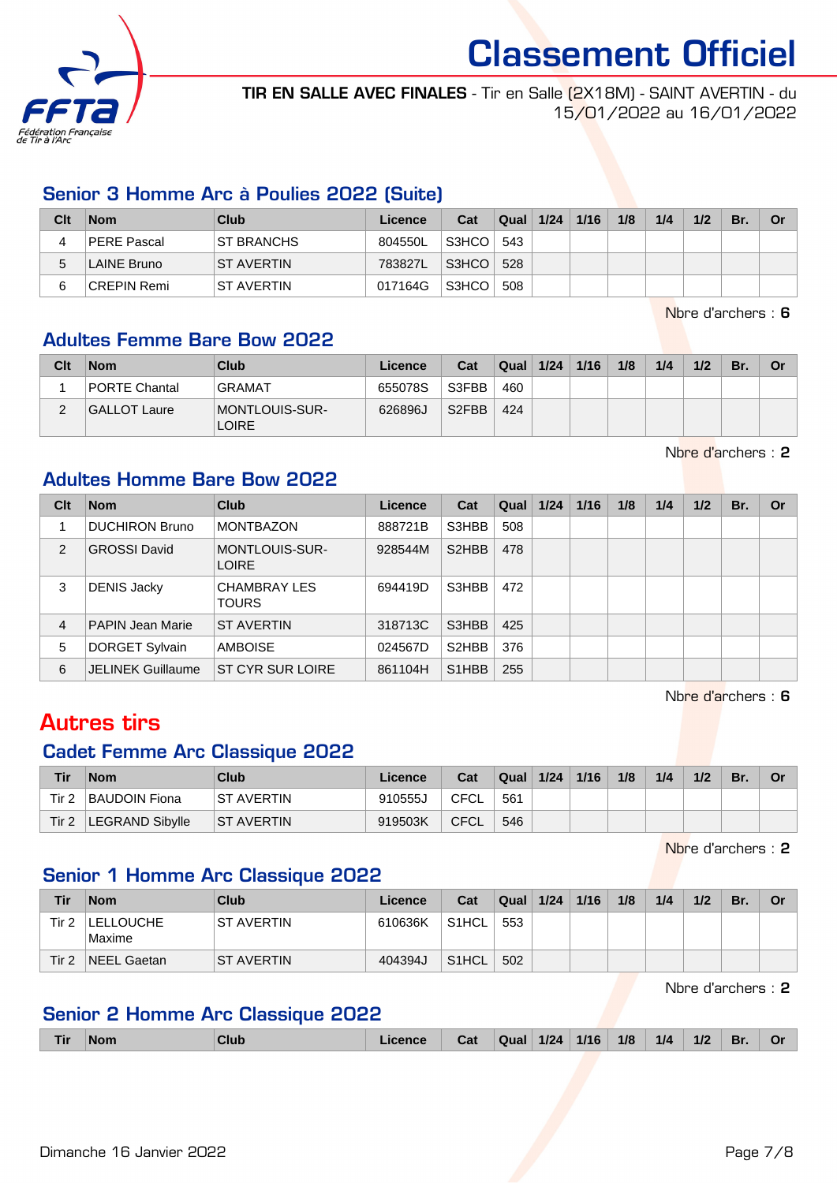# Classement Officiel

**TIR EN SALLE AVEC FINALES** - Tir en Salle (2X18M) - SAINT AVERTIN - du 15/01/2022 au 16/01/2022

## Senior 3 Homme Arc à Poulies 2022 (Suite)

| Clt | Nom | Club | Licence | Cat | Qual | 1/24 | 1/16 | 1/8 | 1/4 | 1/2 | Br. | Or |
|---|---|---|---|---|---|---|---|---|---|---|---|---|
| 4 | PERE Pascal | ST BRANCHS | 804550L | S3HCO | 543 | | | | | | | |
| 5 | LAINE Bruno | ST AVERTIN | 783827L | S3HCO | 528 | | | | | | | |
| 6 | CREPIN Remi | ST AVERTIN | 017164G | S3HCO | 508 | | | | | | | |

Nbre d'archers : **6**

## Adultes Femme Bare Bow 2022

| Clt | Nom | Club | Licence | Cat | Qual | 1/24 | 1/16 | 1/8 | 1/4 | 1/2 | Br. | Or |
|---|---|---|---|---|---|---|---|---|---|---|---|---|
| 1 | PORTE Chantal | GRAMAT | 655078S | S3FBB | 460 | | | | | | | |
| 2 | GALLOT Laure | MONTLOUIS-SUR-LOIRE | 626896J | S2FBB | 424 | | | | | | | |

Nbre d'archers : **2**

## Adultes Homme Bare Bow 2022

| Clt | Nom | Club | Licence | Cat | Qual | 1/24 | 1/16 | 1/8 | 1/4 | 1/2 | Br. | Or |
|---|---|---|---|---|---|---|---|---|---|---|---|---|
| 1 | DUCHIRON Bruno | MONTBAZON | 888721B | S3HBB | 508 | | | | | | | |
| 2 | GROSSI David | MONTLOUIS-SUR-LOIRE | 928544M | S2HBB | 478 | | | | | | | |
| 3 | DENIS Jacky | CHAMBRAY LES TOURS | 694419D | S3HBB | 472 | | | | | | | |
| 4 | PAPIN Jean Marie | ST AVERTIN | 318713C | S3HBB | 425 | | | | | | | |
| 5 | DORGET Sylvain | AMBOISE | 024567D | S2HBB | 376 | | | | | | | |
| 6 | JELINEK Guillaume | ST CYR SUR LOIRE | 861104H | S1HBB | 255 | | | | | | | |

Nbre d'archers : **6**

# Autres tirs

## Cadet Femme Arc Classique 2022

| Tir | Nom | Club | Licence | Cat | Qual | 1/24 | 1/16 | 1/8 | 1/4 | 1/2 | Br. | Or |
|---|---|---|---|---|---|---|---|---|---|---|---|---|
| Tir 2 | BAUDOIN Fiona | ST AVERTIN | 910555J | CFCL | 561 | | | | | | | |
| Tir 2 | LEGRAND Sibylle | ST AVERTIN | 919503K | CFCL | 546 | | | | | | | |

Nbre d'archers : **2**

## Senior 1 Homme Arc Classique 2022

| Tir | Nom | Club | Licence | Cat | Qual | 1/24 | 1/16 | 1/8 | 1/4 | 1/2 | Br. | Or |
|---|---|---|---|---|---|---|---|---|---|---|---|---|
| Tir 2 | LELLOUCHE Maxime | ST AVERTIN | 610636K | S1HCL | 553 | | | | | | | |
| Tir 2 | NEEL Gaetan | ST AVERTIN | 404394J | S1HCL | 502 | | | | | | | |

Nbre d'archers : **2**

## Senior 2 Homme Arc Classique 2022

| Tir | Nom | Club | Licence | Cat | Qual | 1/24 | 1/16 | 1/8 | 1/4 | 1/2 | Br. | Or |
|---|---|---|---|---|---|---|---|---|---|---|---|---|

Dimanche 16 Janvier 2022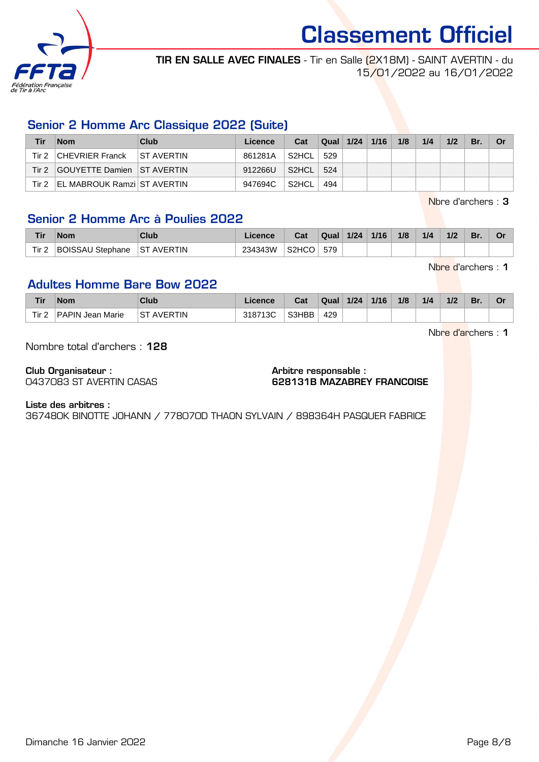# Classement Officiel

**TIR EN SALLE AVEC FINALES** - Tir en Salle (2X18M) - SAINT AVERTIN - du 15/01/2022 au 16/01/2022

## Senior 2 Homme Arc Classique 2022 (Suite)

| Tir | Nom | Club | Licence | Cat | Qual | 1/24 | 1/16 | 1/8 | 1/4 | 1/2 | Br. | Or |
|---|---|---|---|---|---|---|---|---|---|---|---|---|
| Tir 2 | CHEVRIER Franck | ST AVERTIN | 861281A | S2HCL | 529 | | | | | | | |
| Tir 2 | GOUYETTE Damien | ST AVERTIN | 912266U | S2HCL | 524 | | | | | | | |
| Tir 2 | EL MABROUK Ramzi | ST AVERTIN | 947694C | S2HCL | 494 | | | | | | | |

Nbre d'archers : **3**

## Senior 2 Homme Arc à Poulies 2022

| Tir | Nom | Club | Licence | Cat | Qual | 1/24 | 1/16 | 1/8 | 1/4 | 1/2 | Br. | Or |
|---|---|---|---|---|---|---|---|---|---|---|---|---|
| Tir 2 | BOISSAU Stephane | ST AVERTIN | 234343W | S2HCO | 579 | | | | | | | |

Nbre d'archers : **1**

## Adultes Homme Bare Bow 2022

| Tir | Nom | Club | Licence | Cat | Qual | 1/24 | 1/16 | 1/8 | 1/4 | 1/2 | Br. | Or |
|---|---|---|---|---|---|---|---|---|---|---|---|---|
| Tir 2 | PAPIN Jean Marie | ST AVERTIN | 318713C | S3HBB | 429 | | | | | | | |

Nbre d'archers : **1**

Nombre total d'archers : **128**

**Club Organisateur :**
0437083 ST AVERTIN CASAS

**Arbitre responsable :**
**628131B MAZABREY FRANCOISE**

**Liste des arbitres :**
367480K BINOTTE JOHANN / 778070D THAON SYLVAIN / 898364H PASQUER FABRICE

Dimanche 16 Janvier 2022